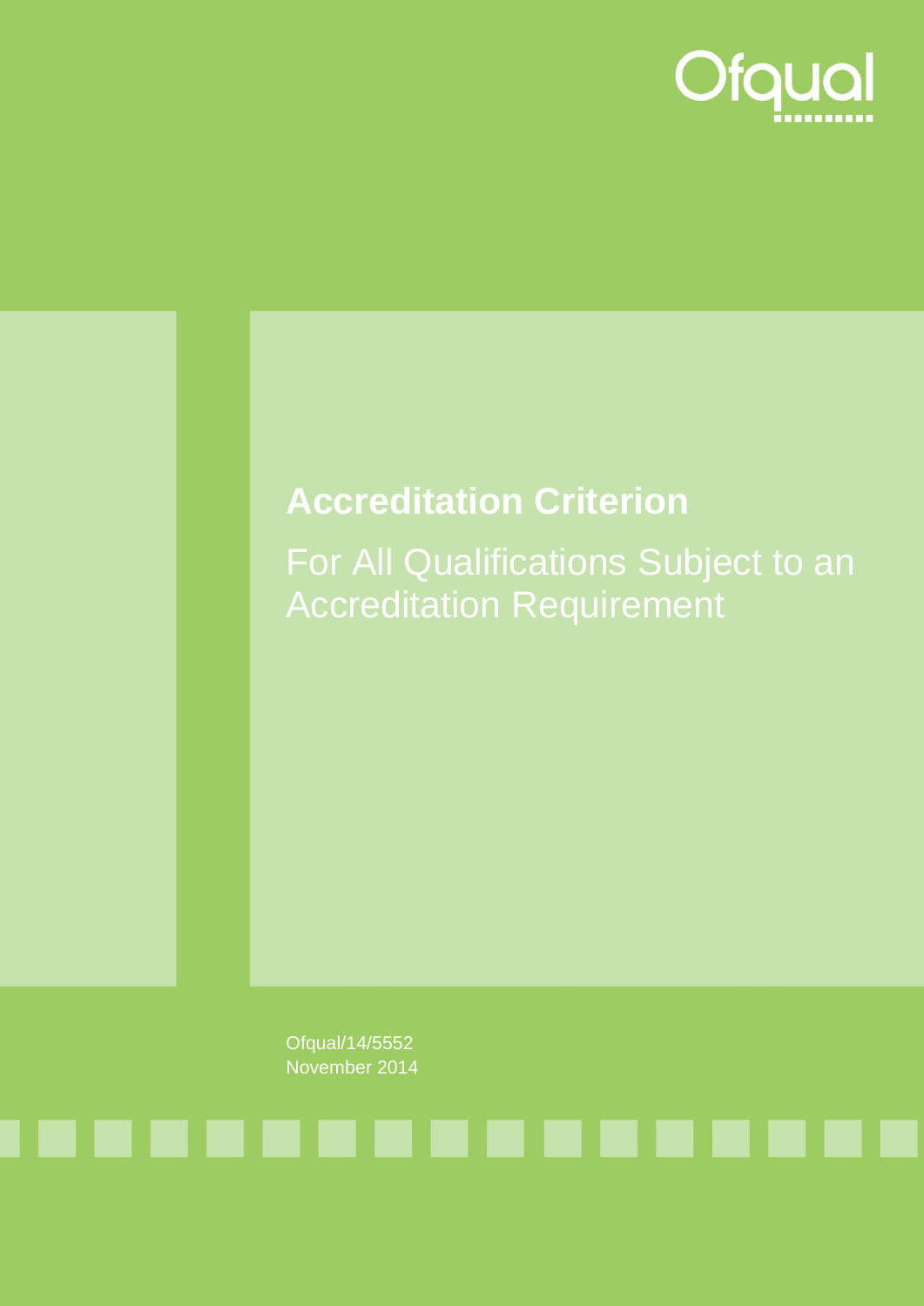Ofqual

# Accreditation Criterion

## For All Qualifications Subject to an Accreditation Requirement

Ofqual/14/5552
November 2014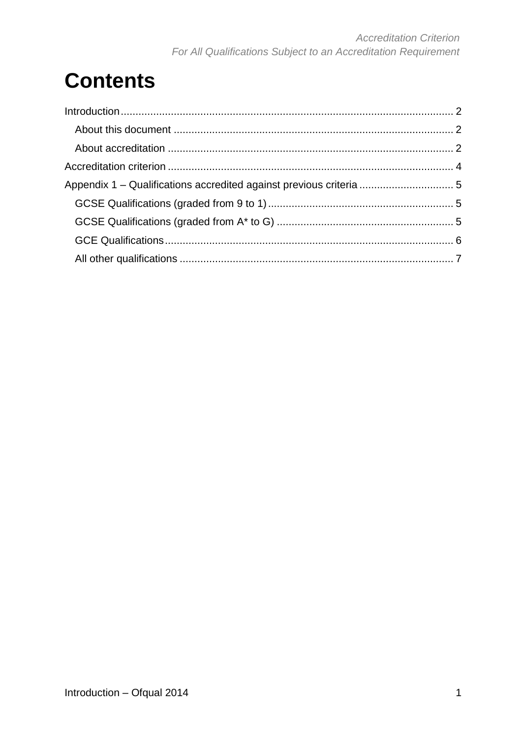# Contents

Introduction ............................................................................................................... 2

About this document ............................................................................................. 2

About accreditation ................................................................................................ 2

Accreditation criterion ............................................................................................... 4

Appendix 1 – Qualifications accredited against previous criteria ............................... 5

GCSE Qualifications (graded from 9 to 1) .............................................................. 5

GCSE Qualifications (graded from A* to G) ........................................................... 5

GCE Qualifications ................................................................................................. 6

All other qualifications ............................................................................................ 7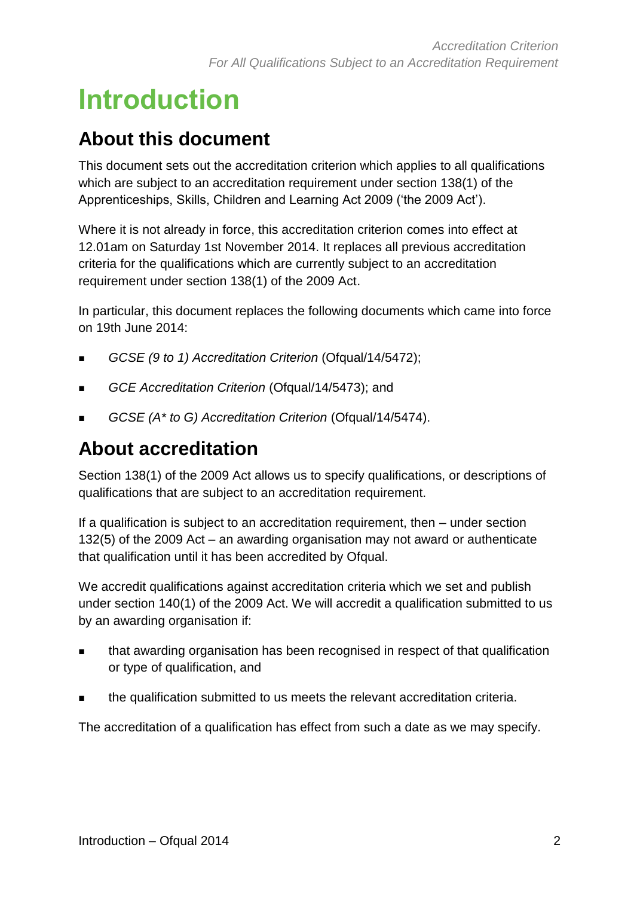# Introduction

## About this document

This document sets out the accreditation criterion which applies to all qualifications which are subject to an accreditation requirement under section 138(1) of the Apprenticeships, Skills, Children and Learning Act 2009 ('the 2009 Act').

Where it is not already in force, this accreditation criterion comes into effect at 12.01am on Saturday 1st November 2014. It replaces all previous accreditation criteria for the qualifications which are currently subject to an accreditation requirement under section 138(1) of the 2009 Act.

In particular, this document replaces the following documents which came into force on 19th June 2014:

- *GCSE (9 to 1) Accreditation Criterion* (Ofqual/14/5472);
- *GCE Accreditation Criterion* (Ofqual/14/5473); and
- *GCSE (A* to G) Accreditation Criterion* (Ofqual/14/5474).

## About accreditation

Section 138(1) of the 2009 Act allows us to specify qualifications, or descriptions of qualifications that are subject to an accreditation requirement.

If a qualification is subject to an accreditation requirement, then – under section 132(5) of the 2009 Act – an awarding organisation may not award or authenticate that qualification until it has been accredited by Ofqual.

We accredit qualifications against accreditation criteria which we set and publish under section 140(1) of the 2009 Act. We will accredit a qualification submitted to us by an awarding organisation if:

- that awarding organisation has been recognised in respect of that qualification or type of qualification, and
- the qualification submitted to us meets the relevant accreditation criteria.

The accreditation of a qualification has effect from such a date as we may specify.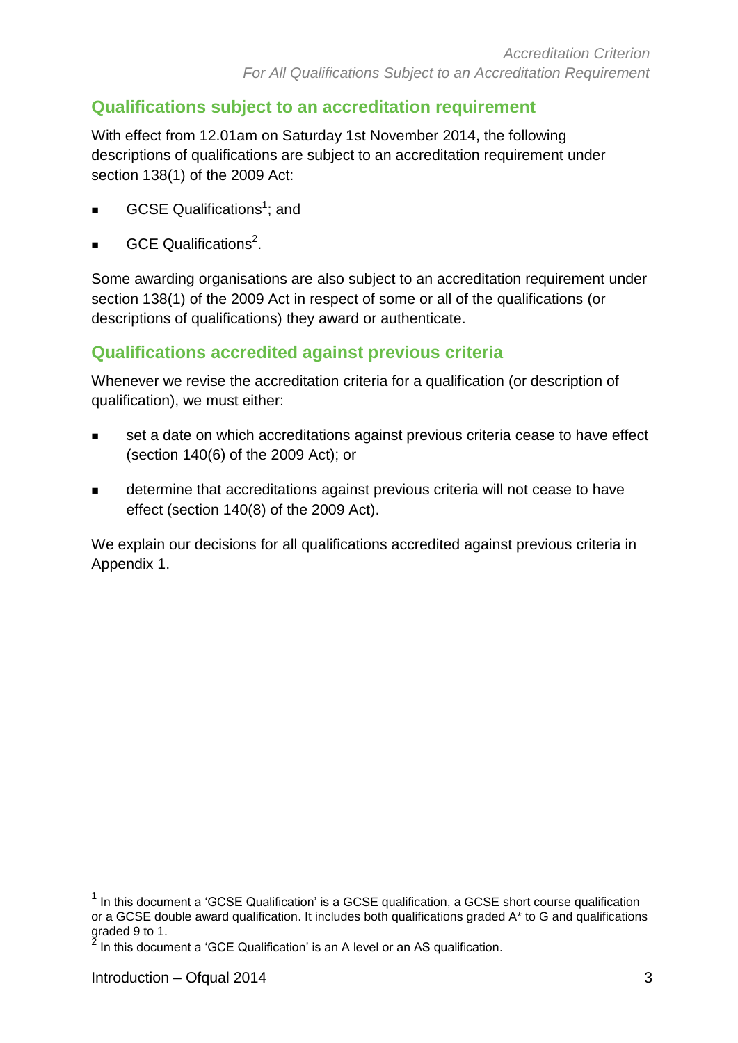## Qualifications subject to an accreditation requirement

With effect from 12.01am on Saturday 1st November 2014, the following descriptions of qualifications are subject to an accreditation requirement under section 138(1) of the 2009 Act:

- GCSE Qualifications[1]; and
- GCE Qualifications[2].

Some awarding organisations are also subject to an accreditation requirement under section 138(1) of the 2009 Act in respect of some or all of the qualifications (or descriptions of qualifications) they award or authenticate.

## Qualifications accredited against previous criteria

Whenever we revise the accreditation criteria for a qualification (or description of qualification), we must either:

- set a date on which accreditations against previous criteria cease to have effect (section 140(6) of the 2009 Act); or
- determine that accreditations against previous criteria will not cease to have effect (section 140(8) of the 2009 Act).

We explain our decisions for all qualifications accredited against previous criteria in Appendix 1.

---

[1] In this document a 'GCSE Qualification' is a GCSE qualification, a GCSE short course qualification or a GCSE double award qualification. It includes both qualifications graded A* to G and qualifications graded 9 to 1.

[2] In this document a 'GCE Qualification' is an A level or an AS qualification.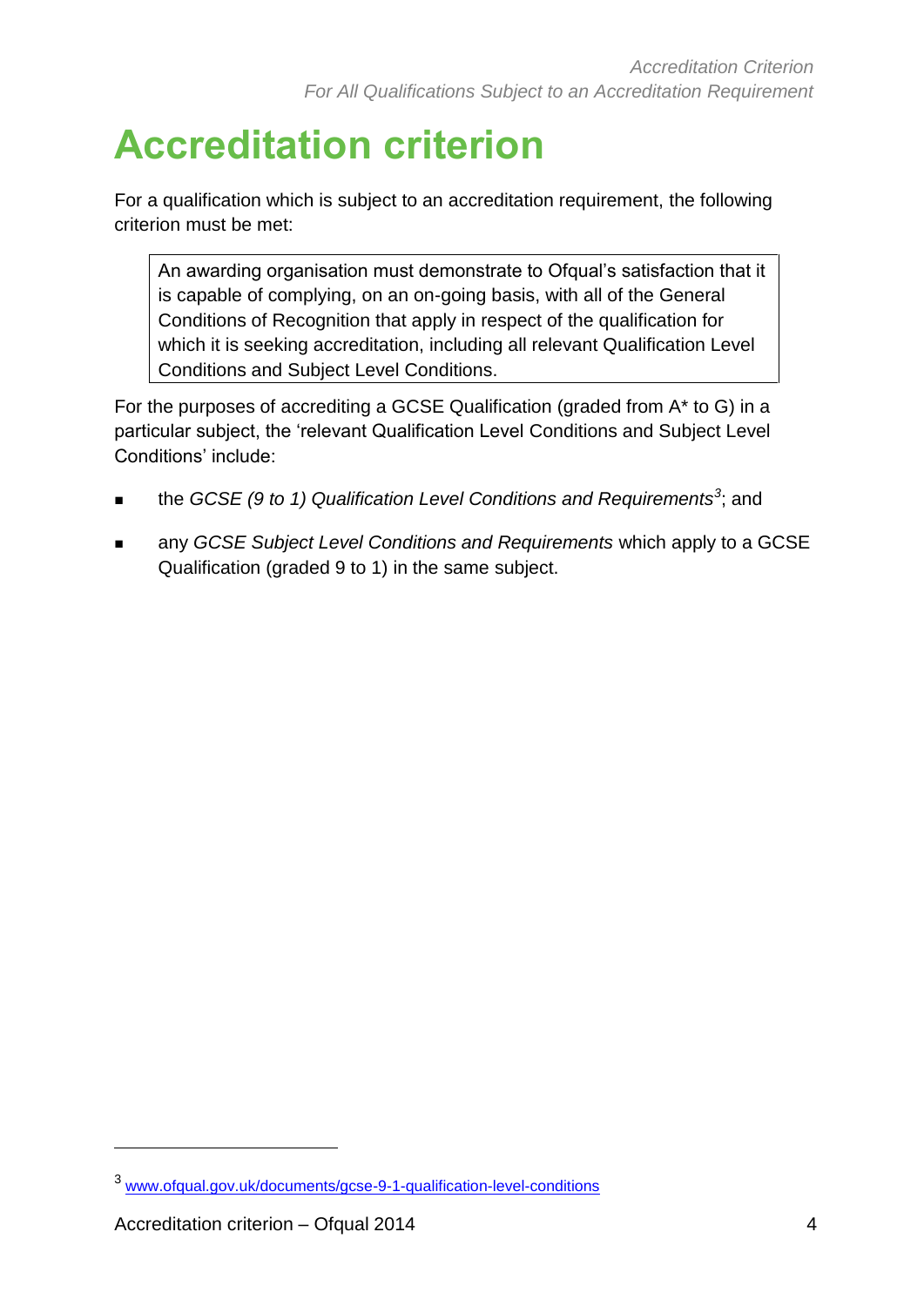# Accreditation criterion

For a qualification which is subject to an accreditation requirement, the following criterion must be met:

> An awarding organisation must demonstrate to Ofqual's satisfaction that it is capable of complying, on an on-going basis, with all of the General Conditions of Recognition that apply in respect of the qualification for which it is seeking accreditation, including all relevant Qualification Level Conditions and Subject Level Conditions.

For the purposes of accrediting a GCSE Qualification (graded from A* to G) in a particular subject, the 'relevant Qualification Level Conditions and Subject Level Conditions' include:

- the *GCSE (9 to 1) Qualification Level Conditions and Requirements*[3]; and
- any *GCSE Subject Level Conditions and Requirements* which apply to a GCSE Qualification (graded 9 to 1) in the same subject.

---

[3] www.ofqual.gov.uk/documents/gcse-9-1-qualification-level-conditions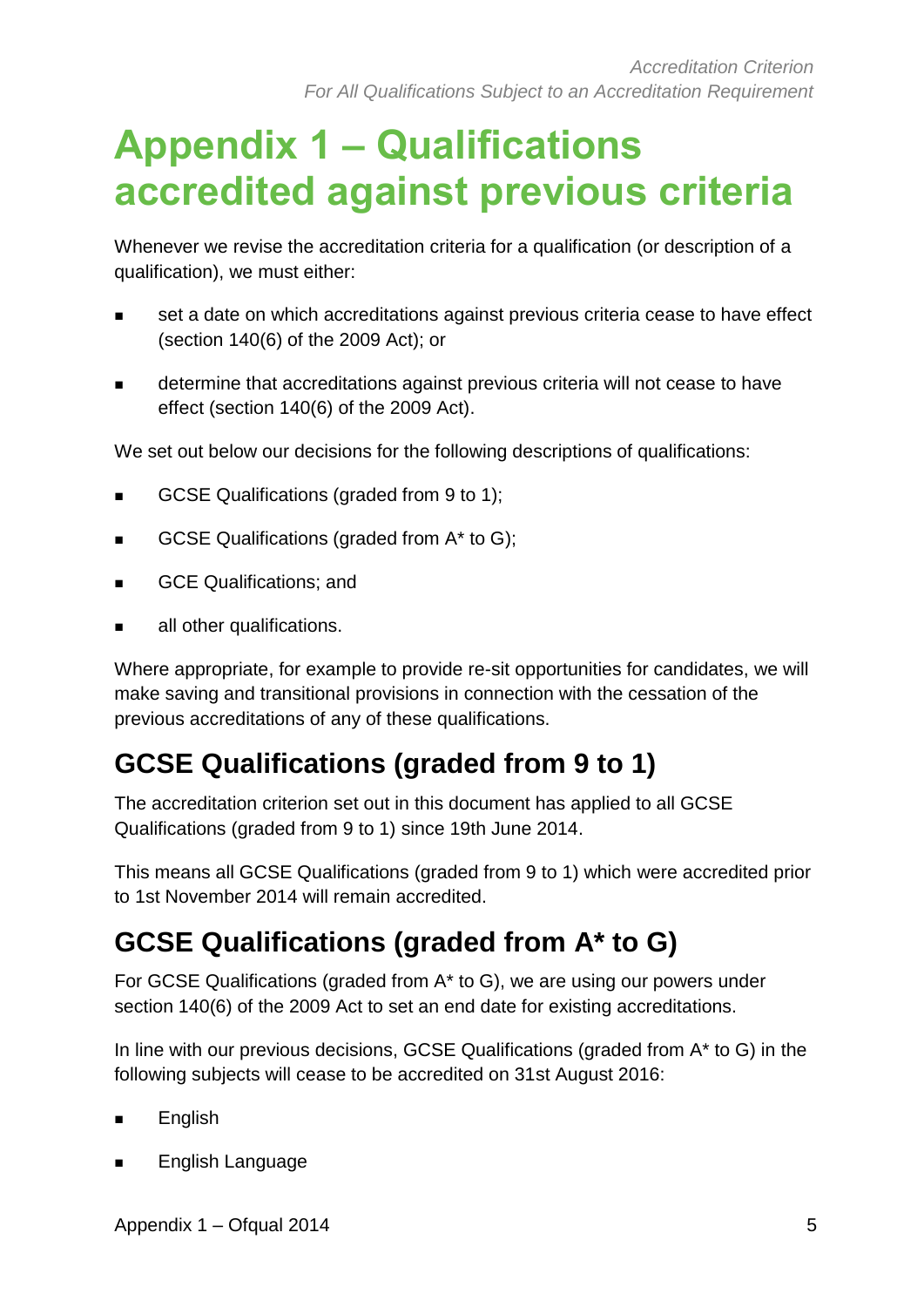# Appendix 1 – Qualifications accredited against previous criteria

Whenever we revise the accreditation criteria for a qualification (or description of a qualification), we must either:

- set a date on which accreditations against previous criteria cease to have effect (section 140(6) of the 2009 Act); or
- determine that accreditations against previous criteria will not cease to have effect (section 140(6) of the 2009 Act).

We set out below our decisions for the following descriptions of qualifications:

- GCSE Qualifications (graded from 9 to 1);
- GCSE Qualifications (graded from A* to G);
- GCE Qualifications; and
- all other qualifications.

Where appropriate, for example to provide re-sit opportunities for candidates, we will make saving and transitional provisions in connection with the cessation of the previous accreditations of any of these qualifications.

## GCSE Qualifications (graded from 9 to 1)

The accreditation criterion set out in this document has applied to all GCSE Qualifications (graded from 9 to 1) since 19th June 2014.

This means all GCSE Qualifications (graded from 9 to 1) which were accredited prior to 1st November 2014 will remain accredited.

## GCSE Qualifications (graded from A* to G)

For GCSE Qualifications (graded from A* to G), we are using our powers under section 140(6) of the 2009 Act to set an end date for existing accreditations.

In line with our previous decisions, GCSE Qualifications (graded from A* to G) in the following subjects will cease to be accredited on 31st August 2016:

- English
- English Language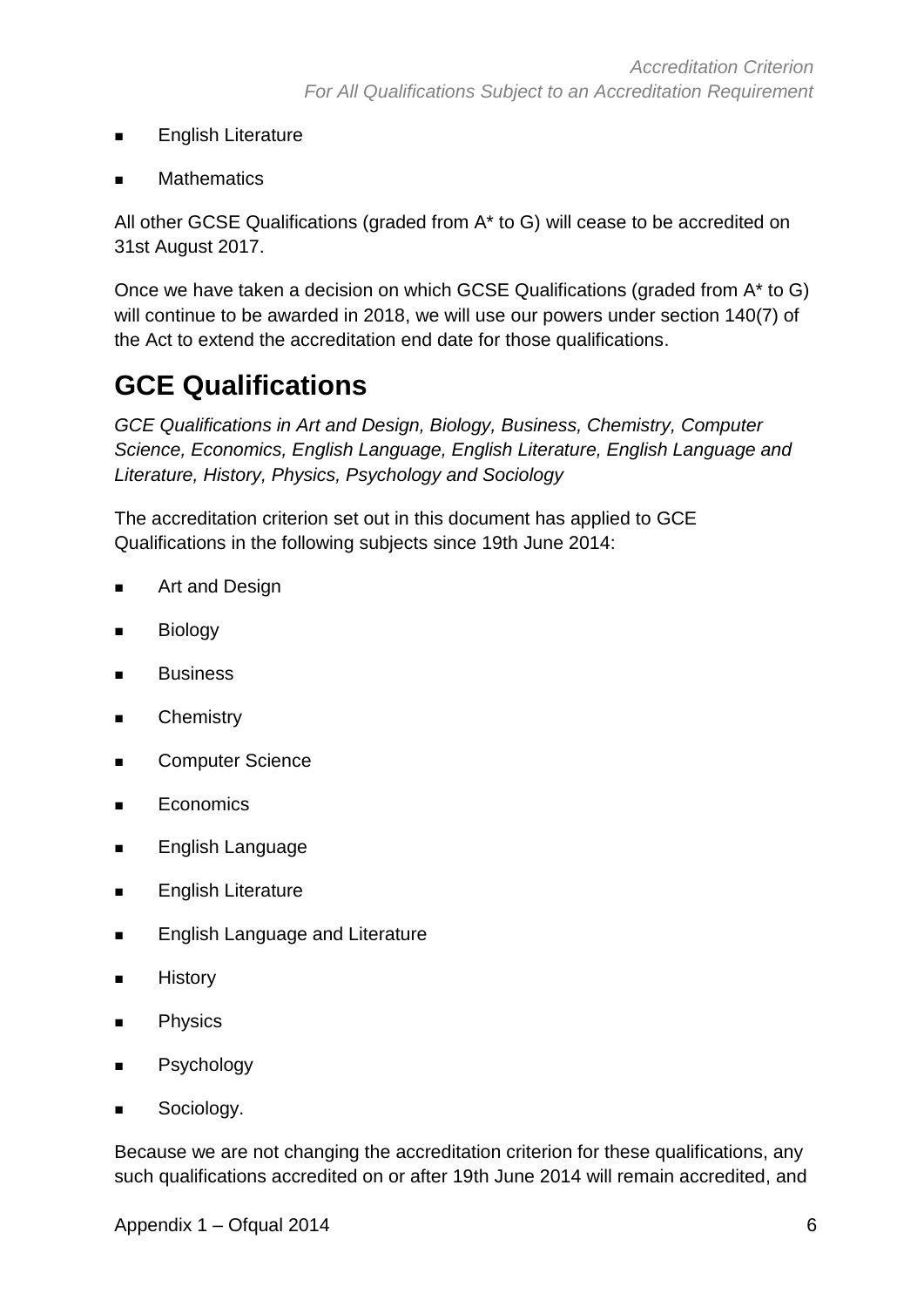- English Literature
- Mathematics

All other GCSE Qualifications (graded from A* to G) will cease to be accredited on 31st August 2017.

Once we have taken a decision on which GCSE Qualifications (graded from A* to G) will continue to be awarded in 2018, we will use our powers under section 140(7) of the Act to extend the accreditation end date for those qualifications.

## GCE Qualifications

*GCE Qualifications in Art and Design, Biology, Business, Chemistry, Computer Science, Economics, English Language, English Literature, English Language and Literature, History, Physics, Psychology and Sociology*

The accreditation criterion set out in this document has applied to GCE Qualifications in the following subjects since 19th June 2014:

- Art and Design
- Biology
- Business
- Chemistry
- Computer Science
- Economics
- English Language
- English Literature
- English Language and Literature
- History
- Physics
- Psychology
- Sociology.

Because we are not changing the accreditation criterion for these qualifications, any such qualifications accredited on or after 19th June 2014 will remain accredited, and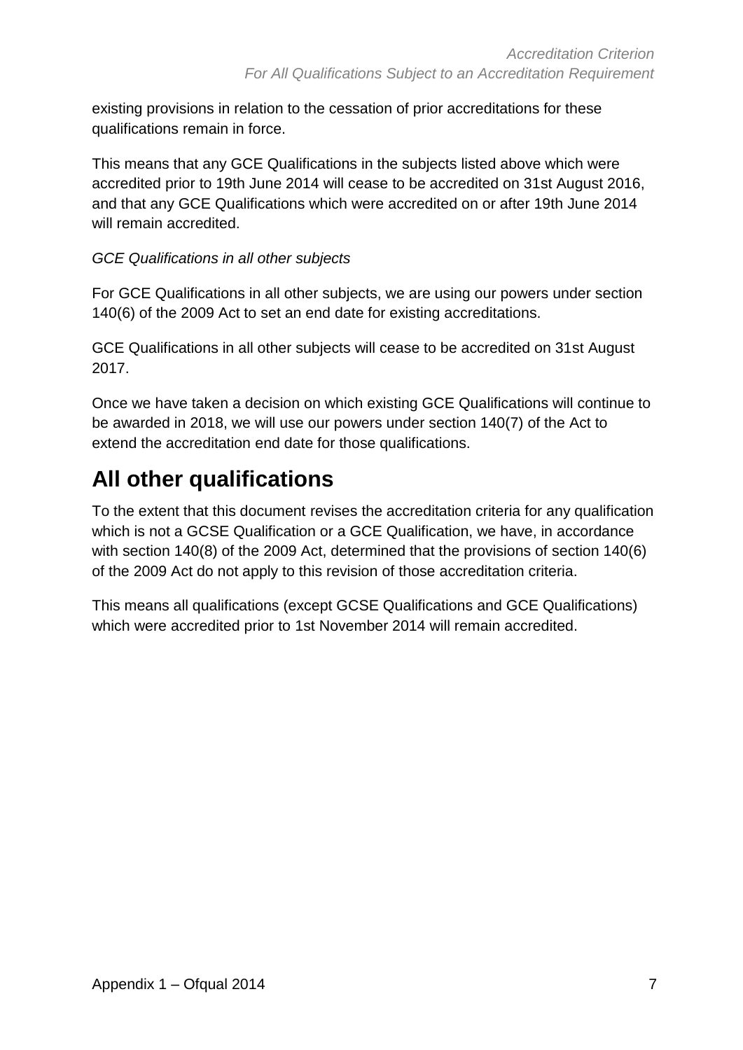existing provisions in relation to the cessation of prior accreditations for these qualifications remain in force.

This means that any GCE Qualifications in the subjects listed above which were accredited prior to 19th June 2014 will cease to be accredited on 31st August 2016, and that any GCE Qualifications which were accredited on or after 19th June 2014 will remain accredited.

*GCE Qualifications in all other subjects*

For GCE Qualifications in all other subjects, we are using our powers under section 140(6) of the 2009 Act to set an end date for existing accreditations.

GCE Qualifications in all other subjects will cease to be accredited on 31st August 2017.

Once we have taken a decision on which existing GCE Qualifications will continue to be awarded in 2018, we will use our powers under section 140(7) of the Act to extend the accreditation end date for those qualifications.

# All other qualifications

To the extent that this document revises the accreditation criteria for any qualification which is not a GCSE Qualification or a GCE Qualification, we have, in accordance with section 140(8) of the 2009 Act, determined that the provisions of section 140(6) of the 2009 Act do not apply to this revision of those accreditation criteria.

This means all qualifications (except GCSE Qualifications and GCE Qualifications) which were accredited prior to 1st November 2014 will remain accredited.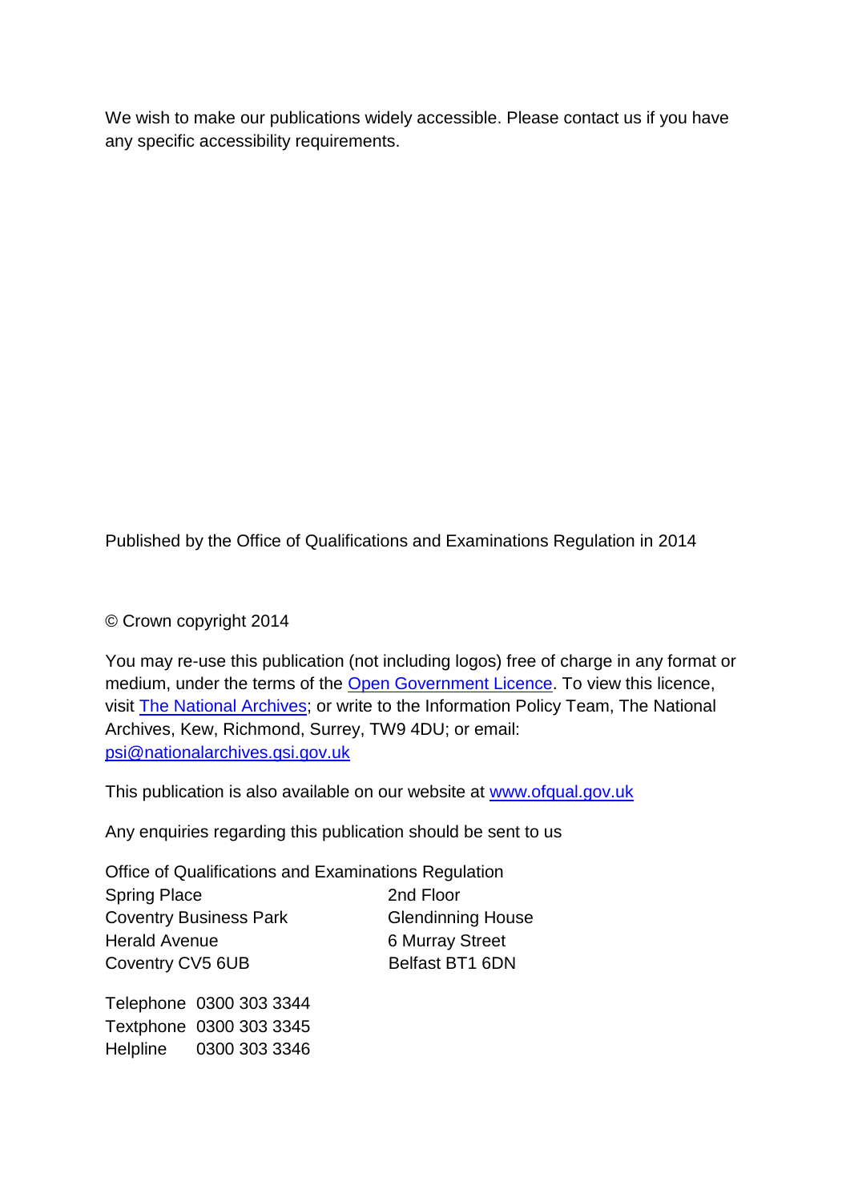We wish to make our publications widely accessible. Please contact us if you have any specific accessibility requirements.

Published by the Office of Qualifications and Examinations Regulation in 2014

© Crown copyright 2014

You may re-use this publication (not including logos) free of charge in any format or medium, under the terms of the Open Government Licence. To view this licence, visit The National Archives; or write to the Information Policy Team, The National Archives, Kew, Richmond, Surrey, TW9 4DU; or email: psi@nationalarchives.gsi.gov.uk

This publication is also available on our website at www.ofqual.gov.uk

Any enquiries regarding this publication should be sent to us

Office of Qualifications and Examinations Regulation

Spring Place
Coventry Business Park
Herald Avenue
Coventry CV5 6UB

2nd Floor
Glendinning House
6 Murray Street
Belfast BT1 6DN

Telephone 0300 303 3344
Textphone 0300 303 3345
Helpline 0300 303 3346